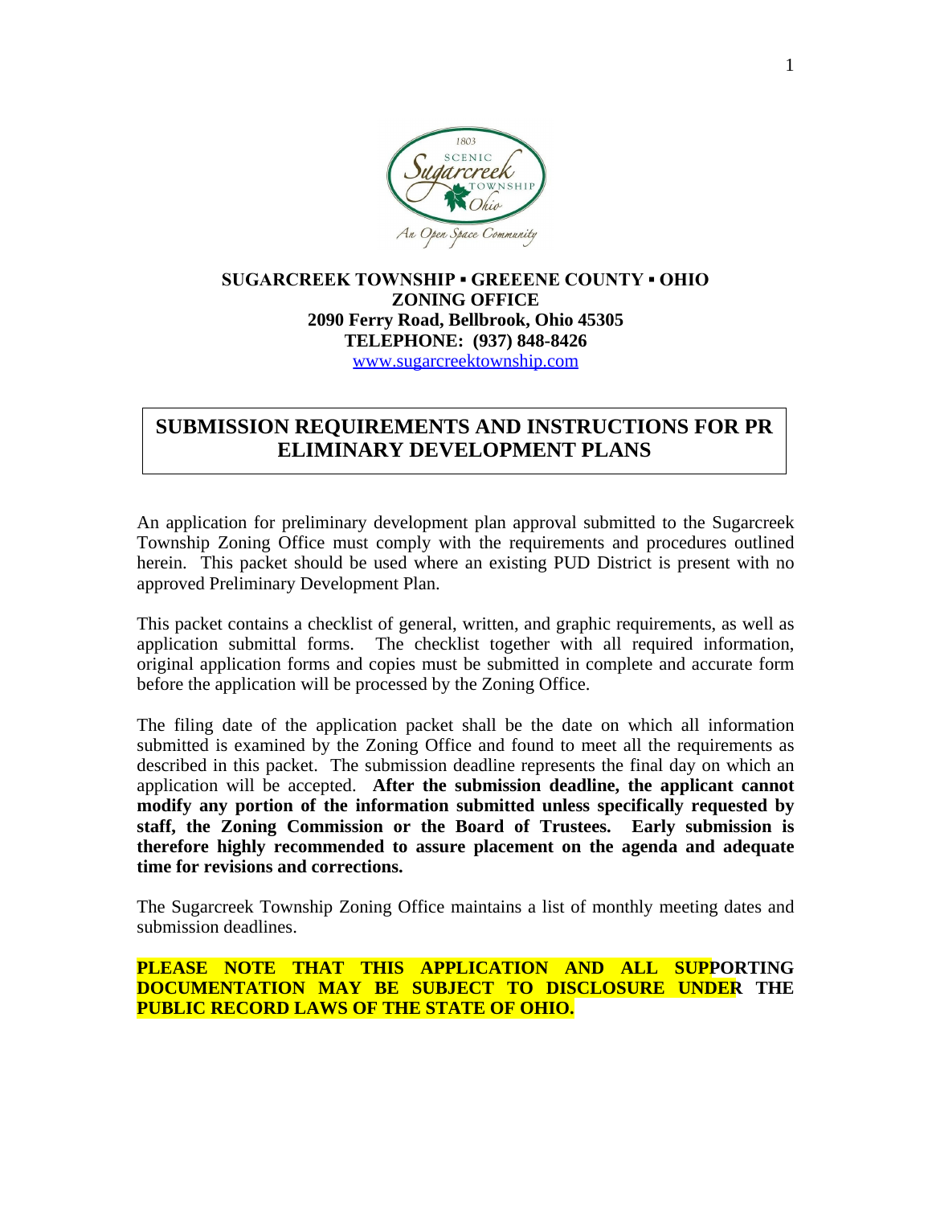**SUGARCREEK TOWNSHIP ▪ GREEENE COUNTY ▪ OHIO**
**ZONING OFFICE**
**2090 Ferry Road, Bellbrook, Ohio 45305**
**TELEPHONE: (937) 848-8426**
www.sugarcreektownship.com

# SUBMISSION REQUIREMENTS AND INSTRUCTIONS FOR PR ELIMINARY DEVELOPMENT PLANS

An application for preliminary development plan approval submitted to the Sugarcreek Township Zoning Office must comply with the requirements and procedures outlined herein. This packet should be used where an existing PUD District is present with no approved Preliminary Development Plan.

This packet contains a checklist of general, written, and graphic requirements, as well as application submittal forms. The checklist together with all required information, original application forms and copies must be submitted in complete and accurate form before the application will be processed by the Zoning Office.

The filing date of the application packet shall be the date on which all information submitted is examined by the Zoning Office and found to meet all the requirements as described in this packet. The submission deadline represents the final day on which an application will be accepted. **After the submission deadline, the applicant cannot modify any portion of the information submitted unless specifically requested by staff, the Zoning Commission or the Board of Trustees. Early submission is therefore highly recommended to assure placement on the agenda and adequate time for revisions and corrections.**

The Sugarcreek Township Zoning Office maintains a list of monthly meeting dates and submission deadlines.

**PLEASE NOTE THAT THIS APPLICATION AND ALL SUPPORTING DOCUMENTATION MAY BE SUBJECT TO DISCLOSURE UNDER THE PUBLIC RECORD LAWS OF THE STATE OF OHIO.**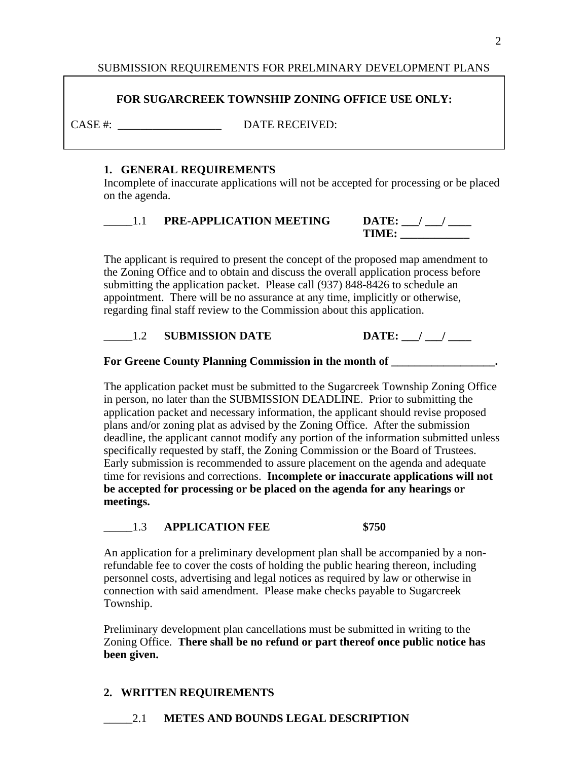SUBMISSION REQUIREMENTS FOR PRELMINARY DEVELOPMENT PLANS

**FOR SUGARCREEK TOWNSHIP ZONING OFFICE USE ONLY:**

CASE #: __________________ DATE RECEIVED:

## 1. GENERAL REQUIREMENTS

Incomplete of inaccurate applications will not be accepted for processing or be placed on the agenda.

_____1.1 **PRE-APPLICATION MEETING** **DATE: ___/ ___/ ____**
**TIME: ____________**

The applicant is required to present the concept of the proposed map amendment to the Zoning Office and to obtain and discuss the overall application process before submitting the application packet. Please call (937) 848-8426 to schedule an appointment. There will be no assurance at any time, implicitly or otherwise, regarding final staff review to the Commission about this application.

_____1.2 **SUBMISSION DATE** **DATE: ___/ ___/ ____**

**For Greene County Planning Commission in the month of __________________.**

The application packet must be submitted to the Sugarcreek Township Zoning Office in person, no later than the SUBMISSION DEADLINE. Prior to submitting the application packet and necessary information, the applicant should revise proposed plans and/or zoning plat as advised by the Zoning Office. After the submission deadline, the applicant cannot modify any portion of the information submitted unless specifically requested by staff, the Zoning Commission or the Board of Trustees. Early submission is recommended to assure placement on the agenda and adequate time for revisions and corrections. **Incomplete or inaccurate applications will not be accepted for processing or be placed on the agenda for any hearings or meetings.**

_____1.3 **APPLICATION FEE** **$750**

An application for a preliminary development plan shall be accompanied by a non-refundable fee to cover the costs of holding the public hearing thereon, including personnel costs, advertising and legal notices as required by law or otherwise in connection with said amendment. Please make checks payable to Sugarcreek Township.

Preliminary development plan cancellations must be submitted in writing to the Zoning Office. **There shall be no refund or part thereof once public notice has been given.**

## 2. WRITTEN REQUIREMENTS

_____2.1 **METES AND BOUNDS LEGAL DESCRIPTION**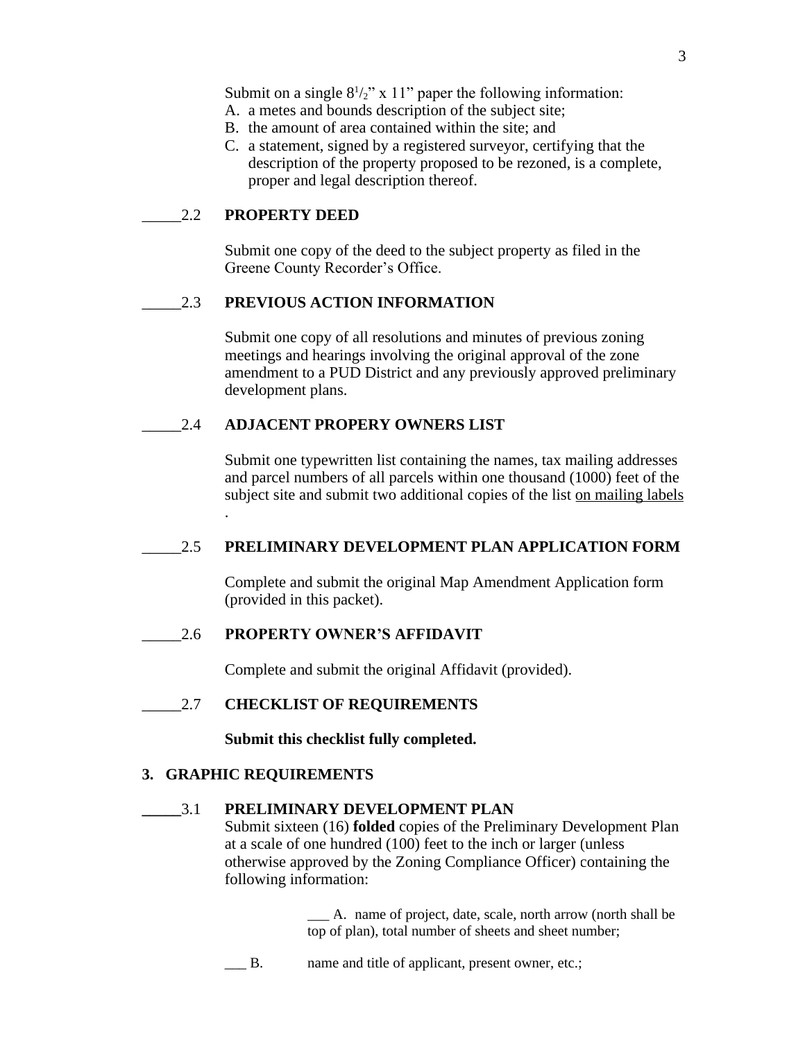Submit on a single 8½" x 11" paper the following information:

A. a metes and bounds description of the subject site;
B. the amount of area contained within the site; and
C. a statement, signed by a registered surveyor, certifying that the description of the property proposed to be rezoned, is a complete, proper and legal description thereof.

_____2.2 **PROPERTY DEED**

Submit one copy of the deed to the subject property as filed in the Greene County Recorder's Office.

_____2.3 **PREVIOUS ACTION INFORMATION**

Submit one copy of all resolutions and minutes of previous zoning meetings and hearings involving the original approval of the zone amendment to a PUD District and any previously approved preliminary development plans.

_____2.4 **ADJACENT PROPERY OWNERS LIST**

Submit one typewritten list containing the names, tax mailing addresses and parcel numbers of all parcels within one thousand (1000) feet of the subject site and submit two additional copies of the list <u>on mailing labels</u> .

_____2.5 **PRELIMINARY DEVELOPMENT PLAN APPLICATION FORM**

Complete and submit the original Map Amendment Application form (provided in this packet).

_____2.6 **PROPERTY OWNER'S AFFIDAVIT**

Complete and submit the original Affidavit (provided).

_____2.7 **CHECKLIST OF REQUIREMENTS**

**Submit this checklist fully completed.**

**3. GRAPHIC REQUIREMENTS**

_____3.1 **PRELIMINARY DEVELOPMENT PLAN**

Submit sixteen (16) **folded** copies of the Preliminary Development Plan at a scale of one hundred (100) feet to the inch or larger (unless otherwise approved by the Zoning Compliance Officer) containing the following information:

___ A. name of project, date, scale, north arrow (north shall be top of plan), total number of sheets and sheet number;

___ B. name and title of applicant, present owner, etc.;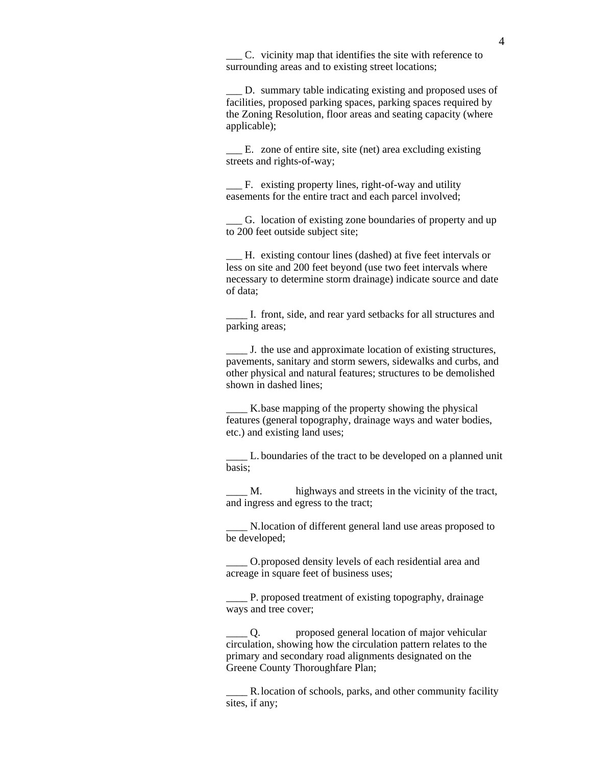___ C. vicinity map that identifies the site with reference to surrounding areas and to existing street locations;

___ D. summary table indicating existing and proposed uses of facilities, proposed parking spaces, parking spaces required by the Zoning Resolution, floor areas and seating capacity (where applicable);

___ E. zone of entire site, site (net) area excluding existing streets and rights-of-way;

___ F. existing property lines, right-of-way and utility easements for the entire tract and each parcel involved;

___ G. location of existing zone boundaries of property and up to 200 feet outside subject site;

___ H. existing contour lines (dashed) at five feet intervals or less on site and 200 feet beyond (use two feet intervals where necessary to determine storm drainage) indicate source and date of data;

____ I. front, side, and rear yard setbacks for all structures and parking areas;

____ J. the use and approximate location of existing structures, pavements, sanitary and storm sewers, sidewalks and curbs, and other physical and natural features; structures to be demolished shown in dashed lines;

____ K. base mapping of the property showing the physical features (general topography, drainage ways and water bodies, etc.) and existing land uses;

____ L. boundaries of the tract to be developed on a planned unit basis;

____ M. highways and streets in the vicinity of the tract, and ingress and egress to the tract;

____ N. location of different general land use areas proposed to be developed;

____ O. proposed density levels of each residential area and acreage in square feet of business uses;

____ P. proposed treatment of existing topography, drainage ways and tree cover;

____ Q. proposed general location of major vehicular circulation, showing how the circulation pattern relates to the primary and secondary road alignments designated on the Greene County Thoroughfare Plan;

____ R. location of schools, parks, and other community facility sites, if any;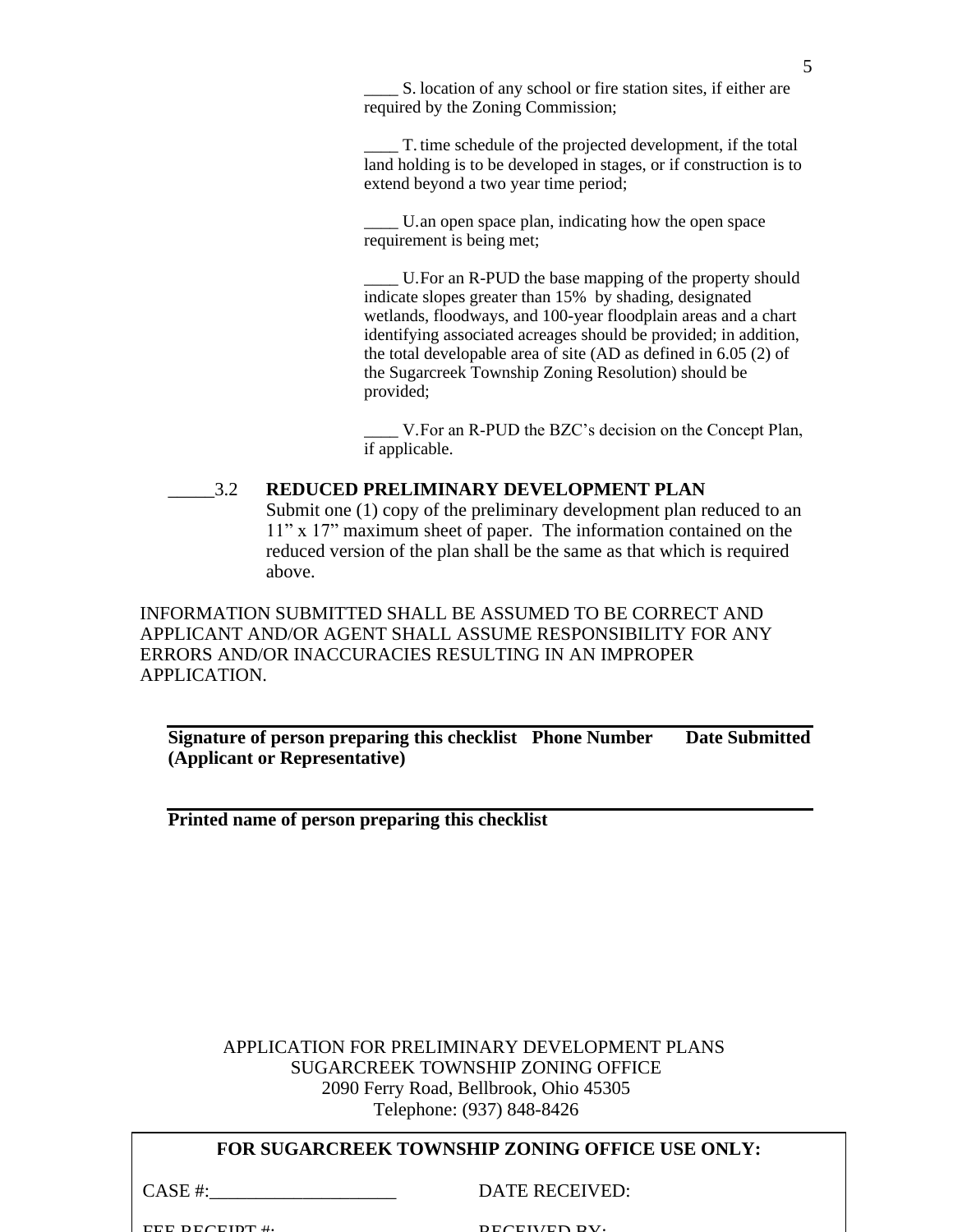____ S. location of any school or fire station sites, if either are required by the Zoning Commission;

____ T. time schedule of the projected development, if the total land holding is to be developed in stages, or if construction is to extend beyond a two year time period;

____ U. an open space plan, indicating how the open space requirement is being met;

____ U. For an R-PUD the base mapping of the property should indicate slopes greater than 15% by shading, designated wetlands, floodways, and 100-year floodplain areas and a chart identifying associated acreages should be provided; in addition, the total developable area of site (AD as defined in 6.05 (2) of the Sugarcreek Township Zoning Resolution) should be provided;

____ V. For an R-PUD the BZC's decision on the Concept Plan, if applicable.

_____3.2 **REDUCED PRELIMINARY DEVELOPMENT PLAN**
Submit one (1) copy of the preliminary development plan reduced to an 11" x 17" maximum sheet of paper. The information contained on the reduced version of the plan shall be the same as that which is required above.

INFORMATION SUBMITTED SHALL BE ASSUMED TO BE CORRECT AND APPLICANT AND/OR AGENT SHALL ASSUME RESPONSIBILITY FOR ANY ERRORS AND/OR INACCURACIES RESULTING IN AN IMPROPER APPLICATION.

______________________________________________________________

**Signature of person preparing this checklist (Applicant or Representative)** **Phone Number** **Date Submitted**

______________________________________________________________

**Printed name of person preparing this checklist**

APPLICATION FOR PRELIMINARY DEVELOPMENT PLANS
SUGARCREEK TOWNSHIP ZONING OFFICE
2090 Ferry Road, Bellbrook, Ohio 45305
Telephone: (937) 848-8426

**FOR SUGARCREEK TOWNSHIP ZONING OFFICE USE ONLY:**

CASE #:____________________ DATE RECEIVED:

FEE RECEIPT #: RECEIVED BY: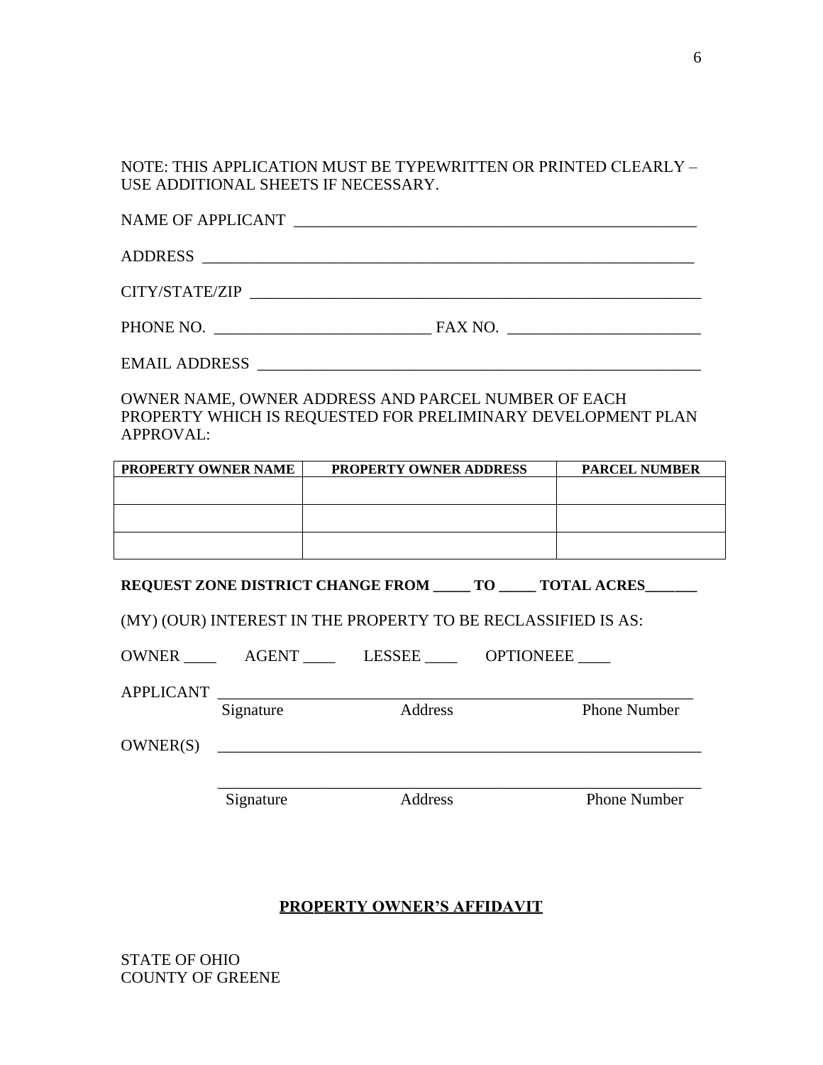NOTE: THIS APPLICATION MUST BE TYPEWRITTEN OR PRINTED CLEARLY – USE ADDITIONAL SHEETS IF NECESSARY.

NAME OF APPLICANT ___________________________________________________

ADDRESS ______________________________________________________________

CITY/STATE/ZIP _________________________________________________________

PHONE NO. ___________________________ FAX NO. ________________________

EMAIL ADDRESS _________________________________________________________

OWNER NAME, OWNER ADDRESS AND PARCEL NUMBER OF EACH PROPERTY WHICH IS REQUESTED FOR PRELIMINARY DEVELOPMENT PLAN APPROVAL:

| PROPERTY OWNER NAME | PROPERTY OWNER ADDRESS | PARCEL NUMBER |
|---|---|---|
| | | |
| | | |
| | | |

**REQUEST ZONE DISTRICT CHANGE FROM _____ TO _____ TOTAL ACRES_______**

(MY) (OUR) INTEREST IN THE PROPERTY TO BE RECLASSIFIED IS AS:

OWNER ____ AGENT ____ LESSEE ____ OPTIONEEE ____

APPLICANT ___________________________________________________________

Signature Address Phone Number

OWNER(S) ___________________________________________________________

___________________________________________________________

Signature Address Phone Number

## PROPERTY OWNER'S AFFIDAVIT

STATE OF OHIO
COUNTY OF GREENE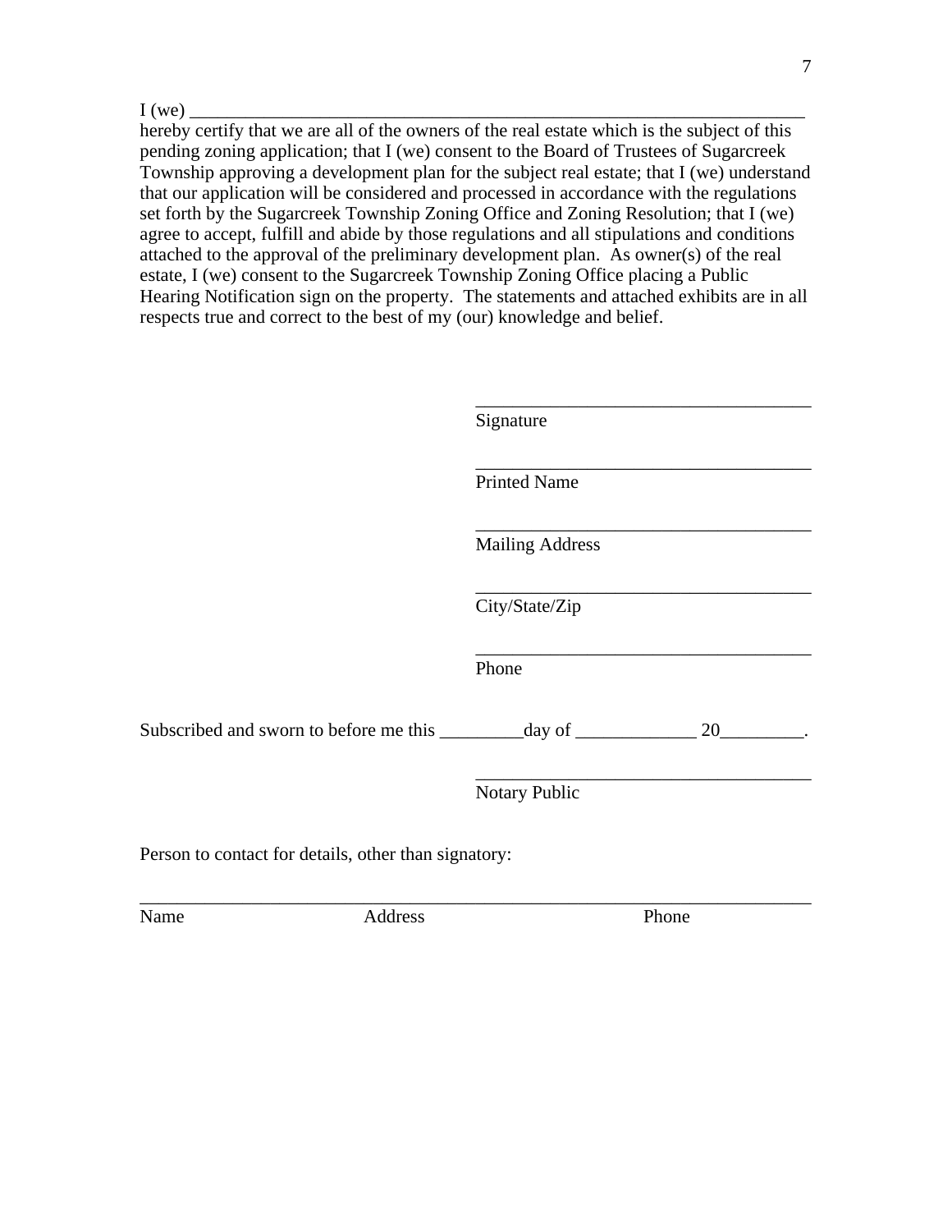I (we) ______________________________________________________________________
hereby certify that we are all of the owners of the real estate which is the subject of this pending zoning application; that I (we) consent to the Board of Trustees of Sugarcreek Township approving a development plan for the subject real estate; that I (we) understand that our application will be considered and processed in accordance with the regulations set forth by the Sugarcreek Township Zoning Office and Zoning Resolution; that I (we) agree to accept, fulfill and abide by those regulations and all stipulations and conditions attached to the approval of the preliminary development plan. As owner(s) of the real estate, I (we) consent to the Sugarcreek Township Zoning Office placing a Public Hearing Notification sign on the property. The statements and attached exhibits are in all respects true and correct to the best of my (our) knowledge and belief.

_____________________________________
Signature

_____________________________________
Printed Name

_____________________________________
Mailing Address

_____________________________________
City/State/Zip

_____________________________________
Phone

Subscribed and sworn to before me this _________day of _____________ 20_________.

_____________________________________
Notary Public

Person to contact for details, other than signatory:

______________________________________________________________________
Name Address Phone